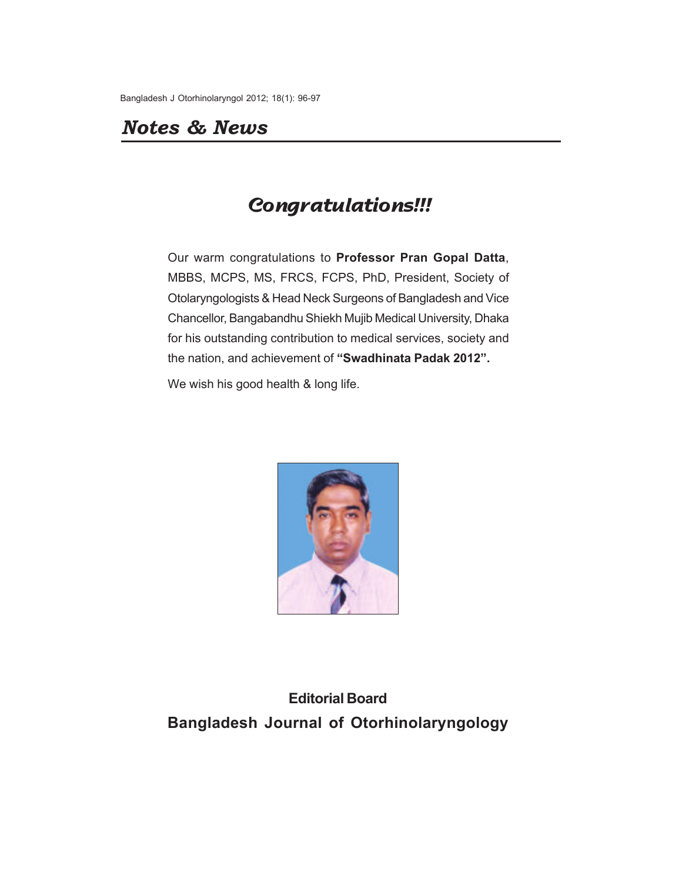# *Notes & News*

## *Congratulations!!!*

Our warm congratulations to **Professor Pran Gopal Datta**, MBBS, MCPS, MS, FRCS, FCPS, PhD, President, Society of Otolaryngologists & Head Neck Surgeons of Bangladesh and Vice Chancellor, Bangabandhu Shiekh Mujib Medical University, Dhaka for his outstanding contribution to medical services, society and the nation, and achievement of **"Swadhinata Padak 2012".**

We wish his good health & long life.

**Editorial Board**

**Bangladesh Journal of Otorhinolaryngology**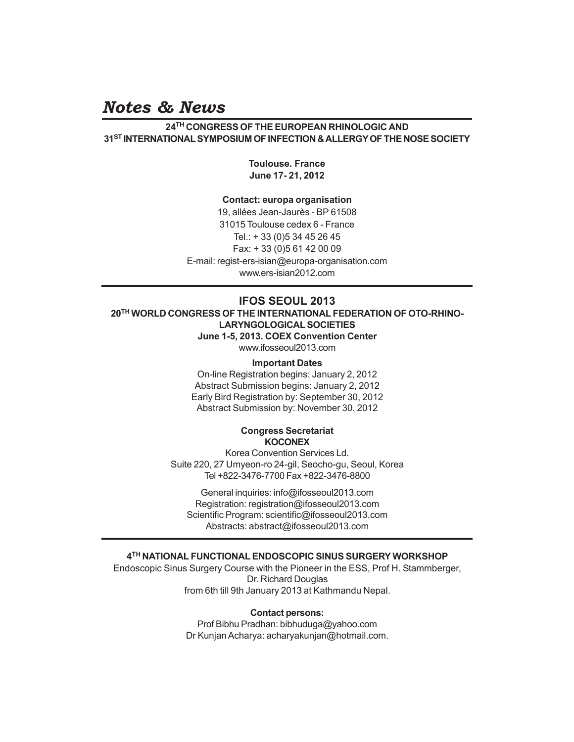# *Notes & News*

**24[TH] CONGRESS OF THE EUROPEAN RHINOLOGIC AND 31[ST] INTERNATIONAL SYMPOSIUM OF INFECTION & ALLERGY OF THE NOSE SOCIETY**

**Toulouse. France**
**June 17- 21, 2012**

**Contact: europa organisation**

19, allées Jean-Jaurès - BP 61508
31015 Toulouse cedex 6 - France
Tel.: + 33 (0)5 34 45 26 45
Fax: + 33 (0)5 61 42 00 09
E-mail: regist-ers-isian@europa-organisation.com
www.ers-isian2012.com

---

## IFOS SEOUL 2013

**20[TH] WORLD CONGRESS OF THE INTERNATIONAL FEDERATION OF OTO-RHINO-LARYNGOLOGICAL SOCIETIES**

**June 1-5, 2013. COEX Convention Center**
www.ifosseoul2013.com

**Important Dates**

On-line Registration begins: January 2, 2012
Abstract Submission begins: January 2, 2012
Early Bird Registration by: September 30, 2012
Abstract Submission by: November 30, 2012

**Congress Secretariat**
**KOCONEX**

Korea Convention Services Ld.
Suite 220, 27 Umyeon-ro 24-gil, Seocho-gu, Seoul, Korea
Tel +822-3476-7700 Fax +822-3476-8800

General inquiries: info@ifosseoul2013.com
Registration: registration@ifosseoul2013.com
Scientific Program: scientific@ifosseoul2013.com
Abstracts: abstract@ifosseoul2013.com

---

**4[TH] NATIONAL FUNCTIONAL ENDOSCOPIC SINUS SURGERY WORKSHOP**

Endoscopic Sinus Surgery Course with the Pioneer in the ESS, Prof H. Stammberger, Dr. Richard Douglas
from 6th till 9th January 2013 at Kathmandu Nepal.

**Contact persons:**

Prof Bibhu Pradhan: bibhuduga@yahoo.com
Dr Kunjan Acharya: acharyakunjan@hotmail.com.